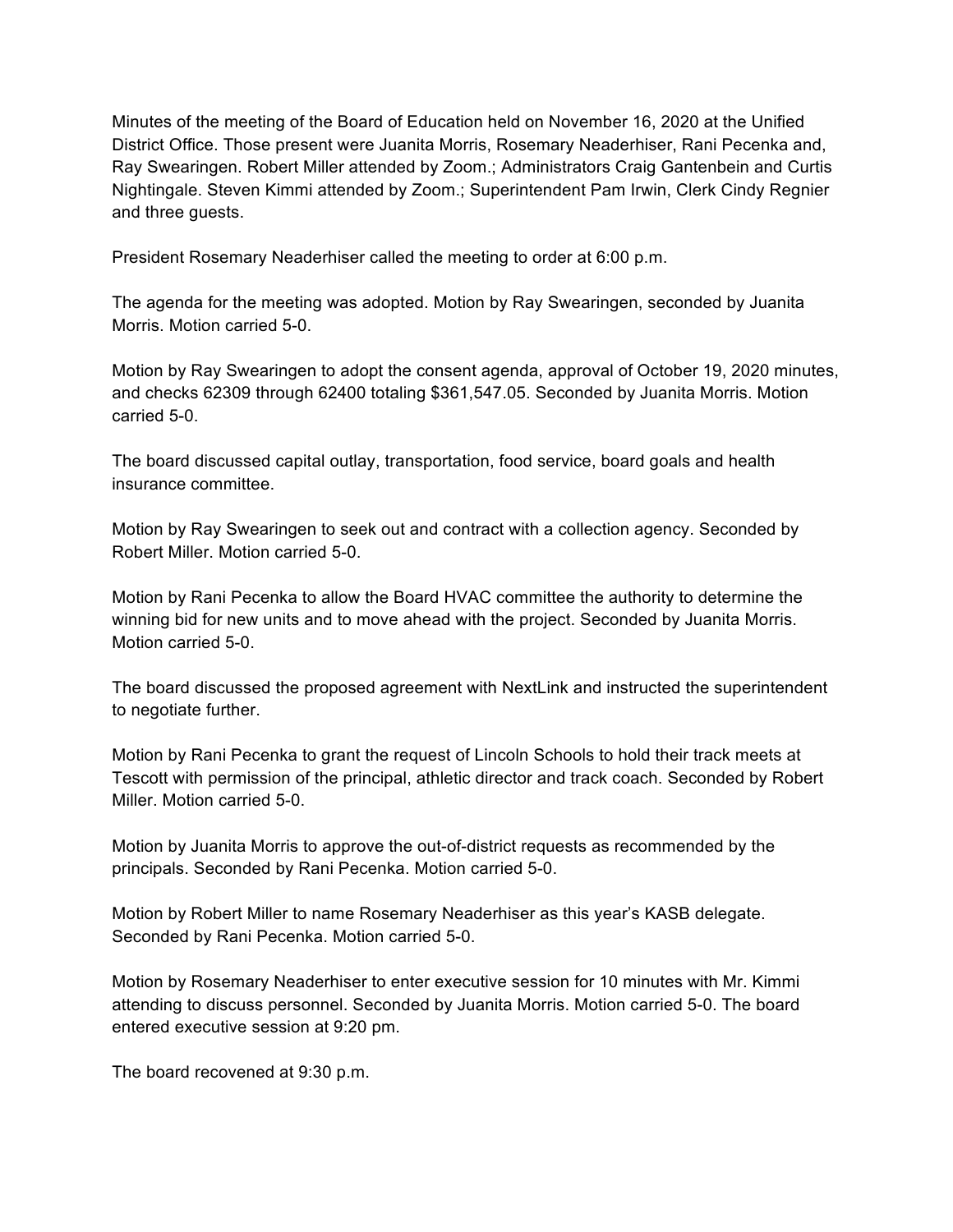Minutes of the meeting of the Board of Education held on November 16, 2020 at the Unified District Office. Those present were Juanita Morris, Rosemary Neaderhiser, Rani Pecenka and, Ray Swearingen. Robert Miller attended by Zoom.; Administrators Craig Gantenbein and Curtis Nightingale. Steven Kimmi attended by Zoom.; Superintendent Pam Irwin, Clerk Cindy Regnier and three guests.

President Rosemary Neaderhiser called the meeting to order at 6:00 p.m.

The agenda for the meeting was adopted. Motion by Ray Swearingen, seconded by Juanita Morris. Motion carried 5-0.

Motion by Ray Swearingen to adopt the consent agenda, approval of October 19, 2020 minutes, and checks 62309 through 62400 totaling $361,547.05. Seconded by Juanita Morris. Motion carried 5-0.

The board discussed capital outlay, transportation, food service, board goals and health insurance committee.

Motion by Ray Swearingen to seek out and contract with a collection agency. Seconded by Robert Miller. Motion carried 5-0.

Motion by Rani Pecenka to allow the Board HVAC committee the authority to determine the winning bid for new units and to move ahead with the project. Seconded by Juanita Morris. Motion carried 5-0.

The board discussed the proposed agreement with NextLink and instructed the superintendent to negotiate further.

Motion by Rani Pecenka to grant the request of Lincoln Schools to hold their track meets at Tescott with permission of the principal, athletic director and track coach. Seconded by Robert Miller. Motion carried 5-0.

Motion by Juanita Morris to approve the out-of-district requests as recommended by the principals. Seconded by Rani Pecenka. Motion carried 5-0.

Motion by Robert Miller to name Rosemary Neaderhiser as this year's KASB delegate. Seconded by Rani Pecenka. Motion carried 5-0.

Motion by Rosemary Neaderhiser to enter executive session for 10 minutes with Mr. Kimmi attending to discuss personnel. Seconded by Juanita Morris. Motion carried 5-0. The board entered executive session at 9:20 pm.

The board recovened at 9:30 p.m.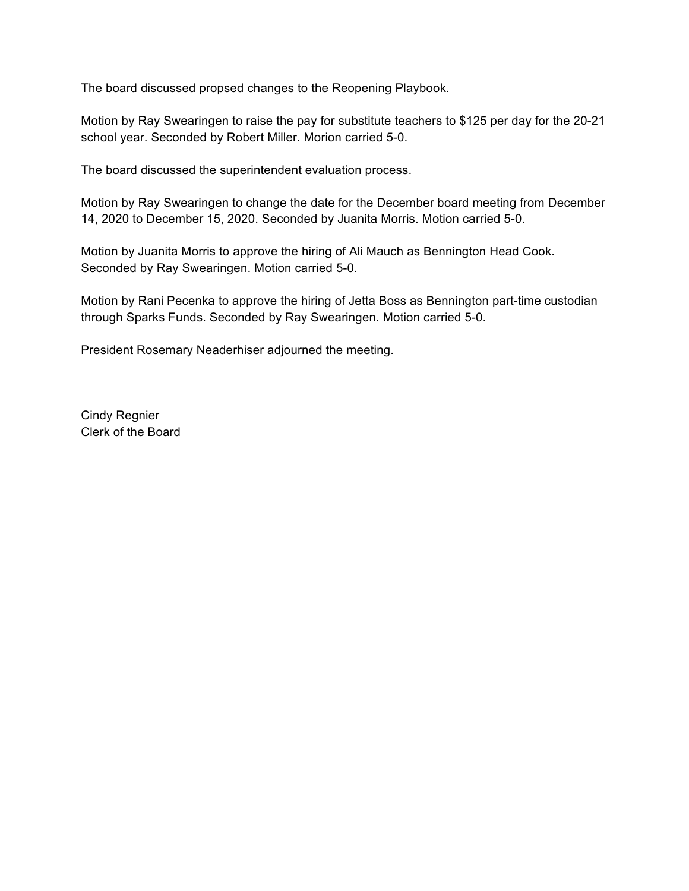The board discussed propsed changes to the Reopening Playbook.

Motion by Ray Swearingen to raise the pay for substitute teachers to $125 per day for the 20-21 school year. Seconded by Robert Miller. Morion carried 5-0.

The board discussed the superintendent evaluation process.

Motion by Ray Swearingen to change the date for the December board meeting from December 14, 2020 to December 15, 2020. Seconded by Juanita Morris. Motion carried 5-0.

Motion by Juanita Morris to approve the hiring of Ali Mauch as Bennington Head Cook. Seconded by Ray Swearingen. Motion carried 5-0.

Motion by Rani Pecenka to approve the hiring of Jetta Boss as Bennington part-time custodian through Sparks Funds. Seconded by Ray Swearingen. Motion carried 5-0.

President Rosemary Neaderhiser adjourned the meeting.

Cindy Regnier
Clerk of the Board